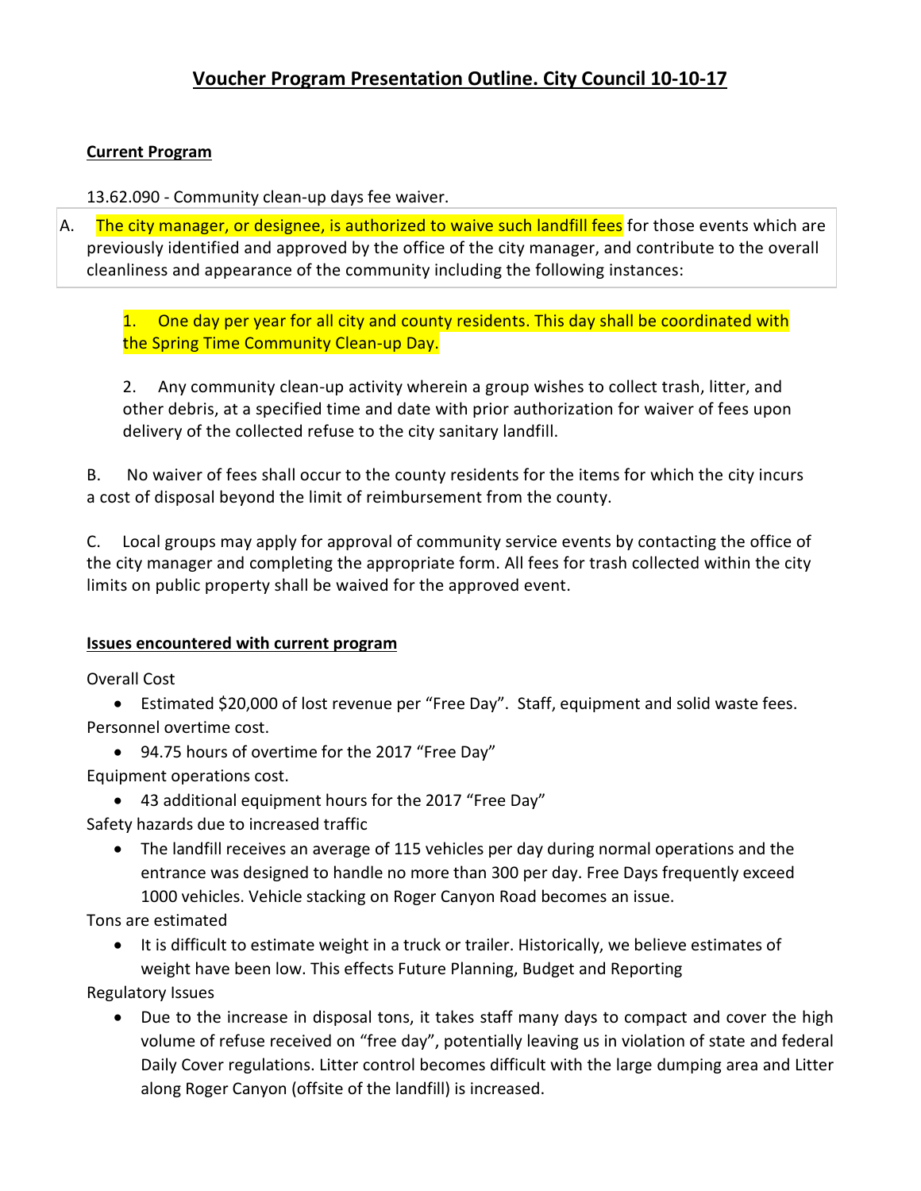# Voucher Program Presentation Outline. City Council 10-10-17

**Current Program**

13.62.090 - Community clean-up days fee waiver.

A. The city manager, or designee, is authorized to waive such landfill fees for those events which are previously identified and approved by the office of the city manager, and contribute to the overall cleanliness and appearance of the community including the following instances:

1. One day per year for all city and county residents. This day shall be coordinated with the Spring Time Community Clean-up Day.

2. Any community clean-up activity wherein a group wishes to collect trash, litter, and other debris, at a specified time and date with prior authorization for waiver of fees upon delivery of the collected refuse to the city sanitary landfill.

B. No waiver of fees shall occur to the county residents for the items for which the city incurs a cost of disposal beyond the limit of reimbursement from the county.

C. Local groups may apply for approval of community service events by contacting the office of the city manager and completing the appropriate form. All fees for trash collected within the city limits on public property shall be waived for the approved event.

**Issues encountered with current program**

Overall Cost

- Estimated $20,000 of lost revenue per "Free Day". Staff, equipment and solid waste fees.

Personnel overtime cost.

- 94.75 hours of overtime for the 2017 "Free Day"

Equipment operations cost.

- 43 additional equipment hours for the 2017 "Free Day"

Safety hazards due to increased traffic

- The landfill receives an average of 115 vehicles per day during normal operations and the entrance was designed to handle no more than 300 per day. Free Days frequently exceed 1000 vehicles. Vehicle stacking on Roger Canyon Road becomes an issue.

Tons are estimated

- It is difficult to estimate weight in a truck or trailer. Historically, we believe estimates of weight have been low. This effects Future Planning, Budget and Reporting

Regulatory Issues

- Due to the increase in disposal tons, it takes staff many days to compact and cover the high volume of refuse received on "free day", potentially leaving us in violation of state and federal Daily Cover regulations. Litter control becomes difficult with the large dumping area and Litter along Roger Canyon (offsite of the landfill) is increased.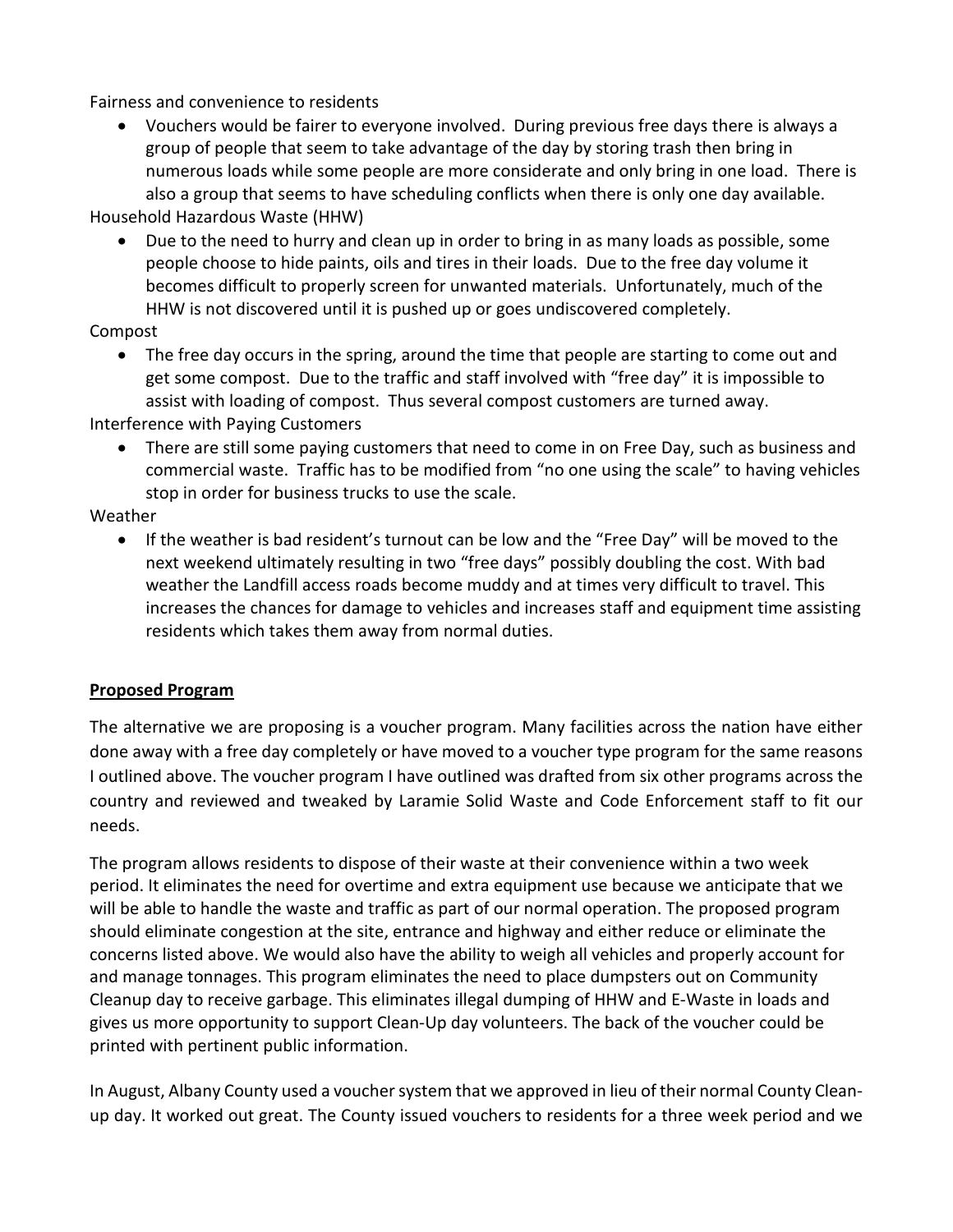Fairness and convenience to residents

- Vouchers would be fairer to everyone involved. During previous free days there is always a group of people that seem to take advantage of the day by storing trash then bring in numerous loads while some people are more considerate and only bring in one load. There is also a group that seems to have scheduling conflicts when there is only one day available.

Household Hazardous Waste (HHW)

- Due to the need to hurry and clean up in order to bring in as many loads as possible, some people choose to hide paints, oils and tires in their loads. Due to the free day volume it becomes difficult to properly screen for unwanted materials. Unfortunately, much of the HHW is not discovered until it is pushed up or goes undiscovered completely.

Compost

- The free day occurs in the spring, around the time that people are starting to come out and get some compost. Due to the traffic and staff involved with "free day" it is impossible to assist with loading of compost. Thus several compost customers are turned away.

Interference with Paying Customers

- There are still some paying customers that need to come in on Free Day, such as business and commercial waste. Traffic has to be modified from "no one using the scale" to having vehicles stop in order for business trucks to use the scale.

Weather

- If the weather is bad resident's turnout can be low and the "Free Day" will be moved to the next weekend ultimately resulting in two "free days" possibly doubling the cost. With bad weather the Landfill access roads become muddy and at times very difficult to travel. This increases the chances for damage to vehicles and increases staff and equipment time assisting residents which takes them away from normal duties.

## Proposed Program

The alternative we are proposing is a voucher program. Many facilities across the nation have either done away with a free day completely or have moved to a voucher type program for the same reasons I outlined above. The voucher program I have outlined was drafted from six other programs across the country and reviewed and tweaked by Laramie Solid Waste and Code Enforcement staff to fit our needs.

The program allows residents to dispose of their waste at their convenience within a two week period. It eliminates the need for overtime and extra equipment use because we anticipate that we will be able to handle the waste and traffic as part of our normal operation. The proposed program should eliminate congestion at the site, entrance and highway and either reduce or eliminate the concerns listed above. We would also have the ability to weigh all vehicles and properly account for and manage tonnages. This program eliminates the need to place dumpsters out on Community Cleanup day to receive garbage. This eliminates illegal dumping of HHW and E-Waste in loads and gives us more opportunity to support Clean-Up day volunteers. The back of the voucher could be printed with pertinent public information.

In August, Albany County used a voucher system that we approved in lieu of their normal County Clean-up day. It worked out great. The County issued vouchers to residents for a three week period and we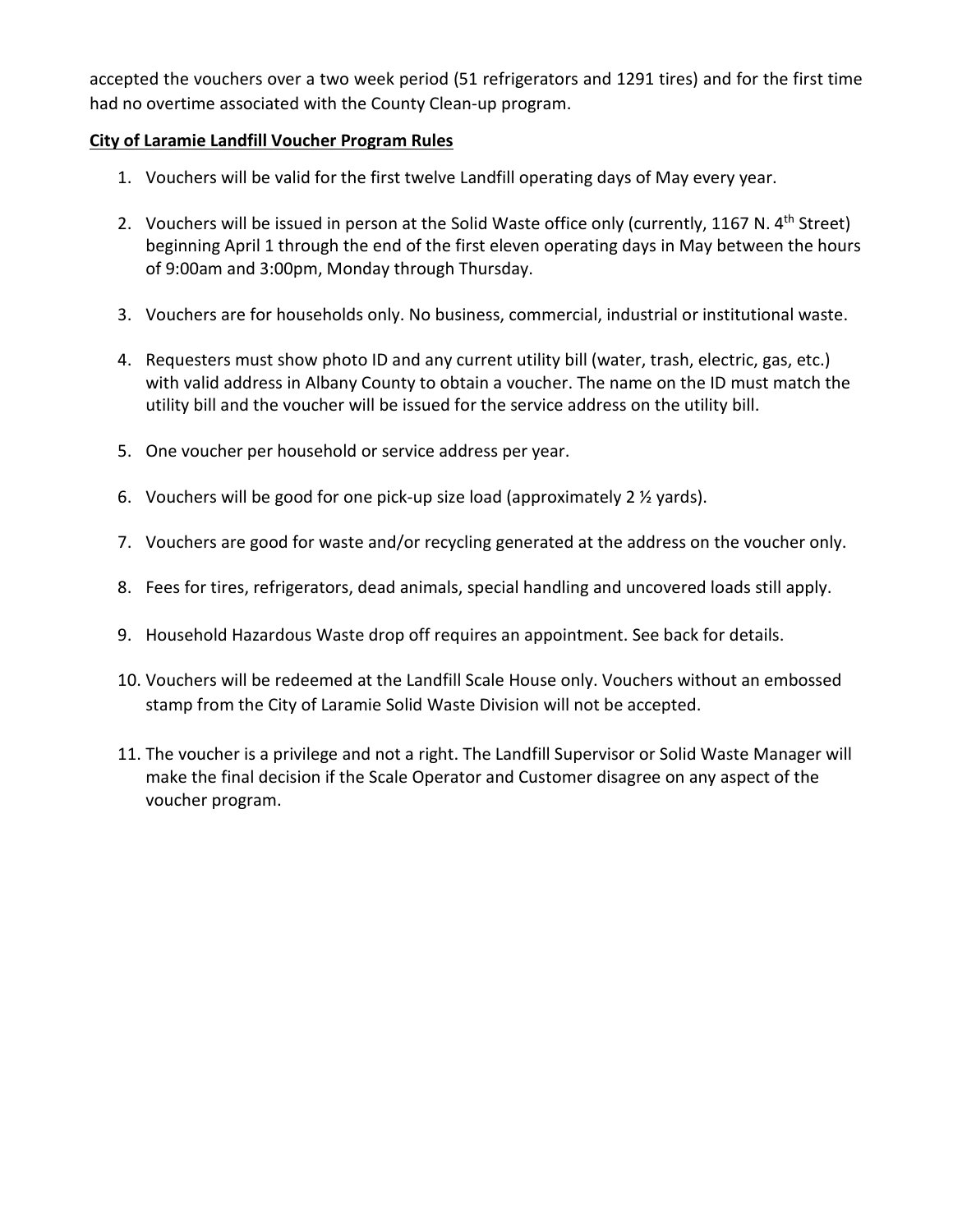accepted the vouchers over a two week period (51 refrigerators and 1291 tires) and for the first time had no overtime associated with the County Clean-up program.

**City of Laramie Landfill Voucher Program Rules**

1. Vouchers will be valid for the first twelve Landfill operating days of May every year.
2. Vouchers will be issued in person at the Solid Waste office only (currently, 1167 N. 4th Street) beginning April 1 through the end of the first eleven operating days in May between the hours of 9:00am and 3:00pm, Monday through Thursday.
3. Vouchers are for households only. No business, commercial, industrial or institutional waste.
4. Requesters must show photo ID and any current utility bill (water, trash, electric, gas, etc.) with valid address in Albany County to obtain a voucher. The name on the ID must match the utility bill and the voucher will be issued for the service address on the utility bill.
5. One voucher per household or service address per year.
6. Vouchers will be good for one pick-up size load (approximately 2 ½ yards).
7. Vouchers are good for waste and/or recycling generated at the address on the voucher only.
8. Fees for tires, refrigerators, dead animals, special handling and uncovered loads still apply.
9. Household Hazardous Waste drop off requires an appointment. See back for details.
10. Vouchers will be redeemed at the Landfill Scale House only. Vouchers without an embossed stamp from the City of Laramie Solid Waste Division will not be accepted.
11. The voucher is a privilege and not a right. The Landfill Supervisor or Solid Waste Manager will make the final decision if the Scale Operator and Customer disagree on any aspect of the voucher program.